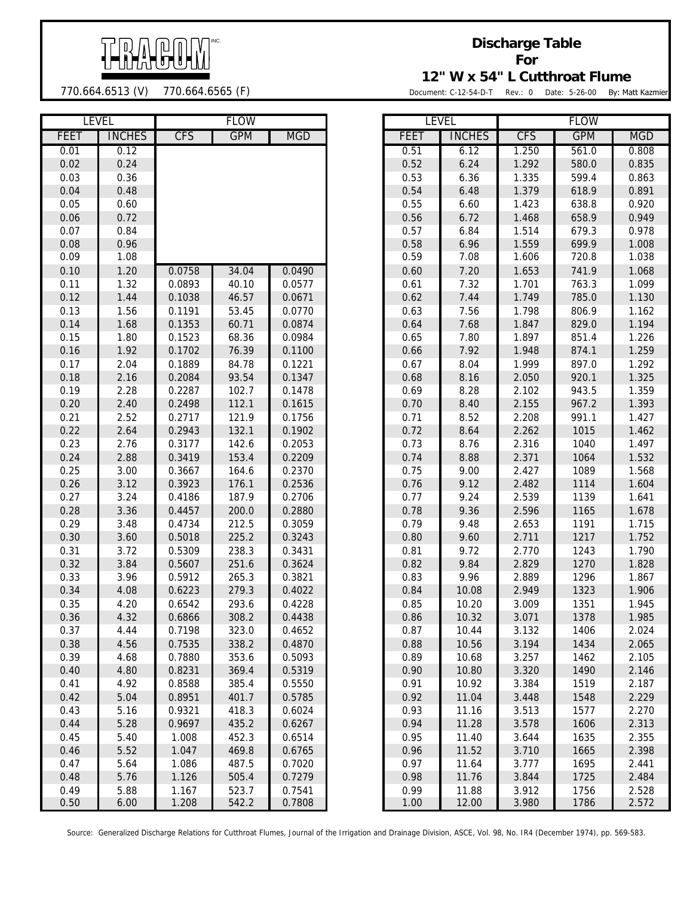TRACOM INC.

770.664.6513 (V) 770.664.6565 (F)

# Discharge Table For 12" W x 54" L Cutthroat Flume

Document: C-12-54-D-T Rev.: 0 Date: 5-26-00 By: Matt Kazmier

| LEVEL | | FLOW | | |
|---|---|---|---|---|
| FEET | INCHES | CFS | GPM | MGD |
| 0.01 | 0.12 | | | |
| 0.02 | 0.24 | | | |
| 0.03 | 0.36 | | | |
| 0.04 | 0.48 | | | |
| 0.05 | 0.60 | | | |
| 0.06 | 0.72 | | | |
| 0.07 | 0.84 | | | |
| 0.08 | 0.96 | | | |
| 0.09 | 1.08 | | | |
| 0.10 | 1.20 | 0.0758 | 34.04 | 0.0490 |
| 0.11 | 1.32 | 0.0893 | 40.10 | 0.0577 |
| 0.12 | 1.44 | 0.1038 | 46.57 | 0.0671 |
| 0.13 | 1.56 | 0.1191 | 53.45 | 0.0770 |
| 0.14 | 1.68 | 0.1353 | 60.71 | 0.0874 |
| 0.15 | 1.80 | 0.1523 | 68.36 | 0.0984 |
| 0.16 | 1.92 | 0.1702 | 76.39 | 0.1100 |
| 0.17 | 2.04 | 0.1889 | 84.78 | 0.1221 |
| 0.18 | 2.16 | 0.2084 | 93.54 | 0.1347 |
| 0.19 | 2.28 | 0.2287 | 102.7 | 0.1478 |
| 0.20 | 2.40 | 0.2498 | 112.1 | 0.1615 |
| 0.21 | 2.52 | 0.2717 | 121.9 | 0.1756 |
| 0.22 | 2.64 | 0.2943 | 132.1 | 0.1902 |
| 0.23 | 2.76 | 0.3177 | 142.6 | 0.2053 |
| 0.24 | 2.88 | 0.3419 | 153.4 | 0.2209 |
| 0.25 | 3.00 | 0.3667 | 164.6 | 0.2370 |
| 0.26 | 3.12 | 0.3923 | 176.1 | 0.2536 |
| 0.27 | 3.24 | 0.4186 | 187.9 | 0.2706 |
| 0.28 | 3.36 | 0.4457 | 200.0 | 0.2880 |
| 0.29 | 3.48 | 0.4734 | 212.5 | 0.3059 |
| 0.30 | 3.60 | 0.5018 | 225.2 | 0.3243 |
| 0.31 | 3.72 | 0.5309 | 238.3 | 0.3431 |
| 0.32 | 3.84 | 0.5607 | 251.6 | 0.3624 |
| 0.33 | 3.96 | 0.5912 | 265.3 | 0.3821 |
| 0.34 | 4.08 | 0.6223 | 279.3 | 0.4022 |
| 0.35 | 4.20 | 0.6542 | 293.6 | 0.4228 |
| 0.36 | 4.32 | 0.6866 | 308.2 | 0.4438 |
| 0.37 | 4.44 | 0.7198 | 323.0 | 0.4652 |
| 0.38 | 4.56 | 0.7535 | 338.2 | 0.4870 |
| 0.39 | 4.68 | 0.7880 | 353.6 | 0.5093 |
| 0.40 | 4.80 | 0.8231 | 369.4 | 0.5319 |
| 0.41 | 4.92 | 0.8588 | 385.4 | 0.5550 |
| 0.42 | 5.04 | 0.8951 | 401.7 | 0.5785 |
| 0.43 | 5.16 | 0.9321 | 418.3 | 0.6024 |
| 0.44 | 5.28 | 0.9697 | 435.2 | 0.6267 |
| 0.45 | 5.40 | 1.008 | 452.3 | 0.6514 |
| 0.46 | 5.52 | 1.047 | 469.8 | 0.6765 |
| 0.47 | 5.64 | 1.086 | 487.5 | 0.7020 |
| 0.48 | 5.76 | 1.126 | 505.4 | 0.7279 |
| 0.49 | 5.88 | 1.167 | 523.7 | 0.7541 |
| 0.50 | 6.00 | 1.208 | 542.2 | 0.7808 |
| 0.51 | 6.12 | 1.250 | 561.0 | 0.808 |
| 0.52 | 6.24 | 1.292 | 580.0 | 0.835 |
| 0.53 | 6.36 | 1.335 | 599.4 | 0.863 |
| 0.54 | 6.48 | 1.379 | 618.9 | 0.891 |
| 0.55 | 6.60 | 1.423 | 638.8 | 0.920 |
| 0.56 | 6.72 | 1.468 | 658.9 | 0.949 |
| 0.57 | 6.84 | 1.514 | 679.3 | 0.978 |
| 0.58 | 6.96 | 1.559 | 699.9 | 1.008 |
| 0.59 | 7.08 | 1.606 | 720.8 | 1.038 |
| 0.60 | 7.20 | 1.653 | 741.9 | 1.068 |
| 0.61 | 7.32 | 1.701 | 763.3 | 1.099 |
| 0.62 | 7.44 | 1.749 | 785.0 | 1.130 |
| 0.63 | 7.56 | 1.798 | 806.9 | 1.162 |
| 0.64 | 7.68 | 1.847 | 829.0 | 1.194 |
| 0.65 | 7.80 | 1.897 | 851.4 | 1.226 |
| 0.66 | 7.92 | 1.948 | 874.1 | 1.259 |
| 0.67 | 8.04 | 1.999 | 897.0 | 1.292 |
| 0.68 | 8.16 | 2.050 | 920.1 | 1.325 |
| 0.69 | 8.28 | 2.102 | 943.5 | 1.359 |
| 0.70 | 8.40 | 2.155 | 967.2 | 1.393 |
| 0.71 | 8.52 | 2.208 | 991.1 | 1.427 |
| 0.72 | 8.64 | 2.262 | 1015 | 1.462 |
| 0.73 | 8.76 | 2.316 | 1040 | 1.497 |
| 0.74 | 8.88 | 2.371 | 1064 | 1.532 |
| 0.75 | 9.00 | 2.427 | 1089 | 1.568 |
| 0.76 | 9.12 | 2.482 | 1114 | 1.604 |
| 0.77 | 9.24 | 2.539 | 1139 | 1.641 |
| 0.78 | 9.36 | 2.596 | 1165 | 1.678 |
| 0.79 | 9.48 | 2.653 | 1191 | 1.715 |
| 0.80 | 9.60 | 2.711 | 1217 | 1.752 |
| 0.81 | 9.72 | 2.770 | 1243 | 1.790 |
| 0.82 | 9.84 | 2.829 | 1270 | 1.828 |
| 0.83 | 9.96 | 2.889 | 1296 | 1.867 |
| 0.84 | 10.08 | 2.949 | 1323 | 1.906 |
| 0.85 | 10.20 | 3.009 | 1351 | 1.945 |
| 0.86 | 10.32 | 3.071 | 1378 | 1.985 |
| 0.87 | 10.44 | 3.132 | 1406 | 2.024 |
| 0.88 | 10.56 | 3.194 | 1434 | 2.065 |
| 0.89 | 10.68 | 3.257 | 1462 | 2.105 |
| 0.90 | 10.80 | 3.320 | 1490 | 2.146 |
| 0.91 | 10.92 | 3.384 | 1519 | 2.187 |
| 0.92 | 11.04 | 3.448 | 1548 | 2.229 |
| 0.93 | 11.16 | 3.513 | 1577 | 2.270 |
| 0.94 | 11.28 | 3.578 | 1606 | 2.313 |
| 0.95 | 11.40 | 3.644 | 1635 | 2.355 |
| 0.96 | 11.52 | 3.710 | 1665 | 2.398 |
| 0.97 | 11.64 | 3.777 | 1695 | 2.441 |
| 0.98 | 11.76 | 3.844 | 1725 | 2.484 |
| 0.99 | 11.88 | 3.912 | 1756 | 2.528 |
| 1.00 | 12.00 | 3.980 | 1786 | 2.572 |

Source: Generalized Discharge Relations for Cutthroat Flumes, Journal of the Irrigation and Drainage Division, ASCE, Vol. 98, No. IR4 (December 1974), pp. 569-583.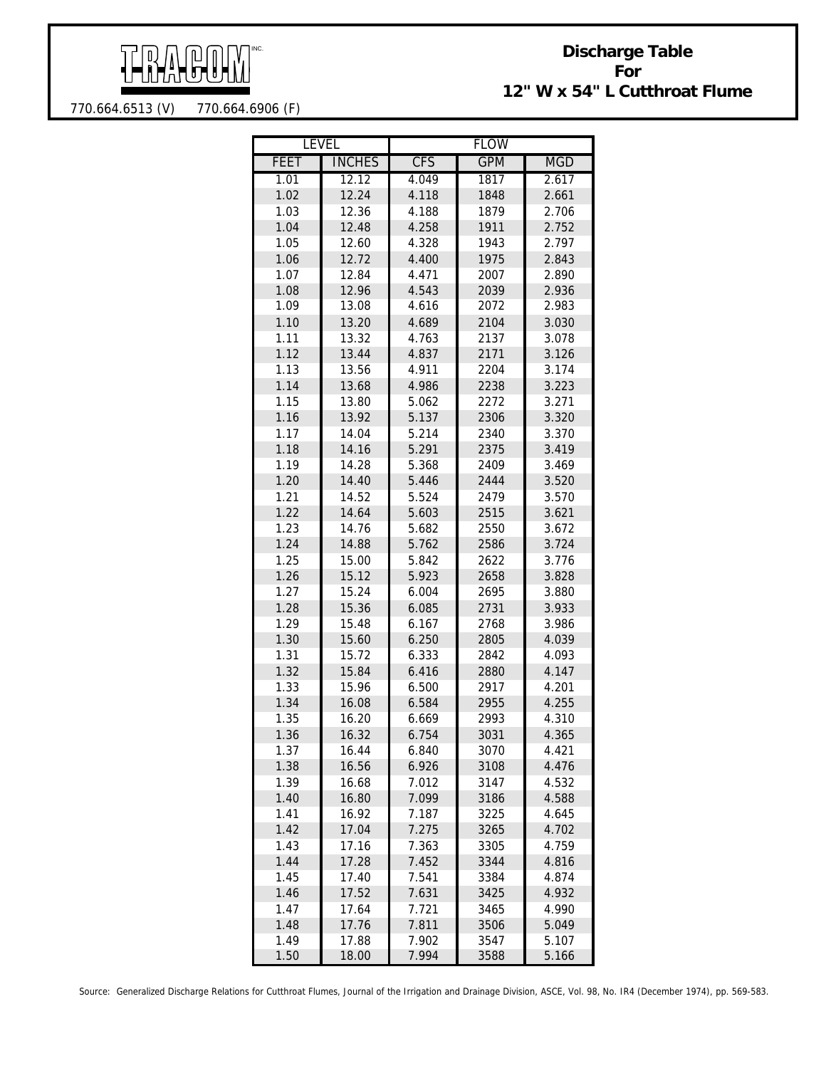TRACOM INC.

770.664.6513 (V) 770.664.6906 (F)

# Discharge Table For 12" W x 54" L Cutthroat Flume

| LEVEL | | FLOW | | |
|---|---|---|---|---|
| FEET | INCHES | CFS | GPM | MGD |
| 1.01 | 12.12 | 4.049 | 1817 | 2.617 |
| 1.02 | 12.24 | 4.118 | 1848 | 2.661 |
| 1.03 | 12.36 | 4.188 | 1879 | 2.706 |
| 1.04 | 12.48 | 4.258 | 1911 | 2.752 |
| 1.05 | 12.60 | 4.328 | 1943 | 2.797 |
| 1.06 | 12.72 | 4.400 | 1975 | 2.843 |
| 1.07 | 12.84 | 4.471 | 2007 | 2.890 |
| 1.08 | 12.96 | 4.543 | 2039 | 2.936 |
| 1.09 | 13.08 | 4.616 | 2072 | 2.983 |
| 1.10 | 13.20 | 4.689 | 2104 | 3.030 |
| 1.11 | 13.32 | 4.763 | 2137 | 3.078 |
| 1.12 | 13.44 | 4.837 | 2171 | 3.126 |
| 1.13 | 13.56 | 4.911 | 2204 | 3.174 |
| 1.14 | 13.68 | 4.986 | 2238 | 3.223 |
| 1.15 | 13.80 | 5.062 | 2272 | 3.271 |
| 1.16 | 13.92 | 5.137 | 2306 | 3.320 |
| 1.17 | 14.04 | 5.214 | 2340 | 3.370 |
| 1.18 | 14.16 | 5.291 | 2375 | 3.419 |
| 1.19 | 14.28 | 5.368 | 2409 | 3.469 |
| 1.20 | 14.40 | 5.446 | 2444 | 3.520 |
| 1.21 | 14.52 | 5.524 | 2479 | 3.570 |
| 1.22 | 14.64 | 5.603 | 2515 | 3.621 |
| 1.23 | 14.76 | 5.682 | 2550 | 3.672 |
| 1.24 | 14.88 | 5.762 | 2586 | 3.724 |
| 1.25 | 15.00 | 5.842 | 2622 | 3.776 |
| 1.26 | 15.12 | 5.923 | 2658 | 3.828 |
| 1.27 | 15.24 | 6.004 | 2695 | 3.880 |
| 1.28 | 15.36 | 6.085 | 2731 | 3.933 |
| 1.29 | 15.48 | 6.167 | 2768 | 3.986 |
| 1.30 | 15.60 | 6.250 | 2805 | 4.039 |
| 1.31 | 15.72 | 6.333 | 2842 | 4.093 |
| 1.32 | 15.84 | 6.416 | 2880 | 4.147 |
| 1.33 | 15.96 | 6.500 | 2917 | 4.201 |
| 1.34 | 16.08 | 6.584 | 2955 | 4.255 |
| 1.35 | 16.20 | 6.669 | 2993 | 4.310 |
| 1.36 | 16.32 | 6.754 | 3031 | 4.365 |
| 1.37 | 16.44 | 6.840 | 3070 | 4.421 |
| 1.38 | 16.56 | 6.926 | 3108 | 4.476 |
| 1.39 | 16.68 | 7.012 | 3147 | 4.532 |
| 1.40 | 16.80 | 7.099 | 3186 | 4.588 |
| 1.41 | 16.92 | 7.187 | 3225 | 4.645 |
| 1.42 | 17.04 | 7.275 | 3265 | 4.702 |
| 1.43 | 17.16 | 7.363 | 3305 | 4.759 |
| 1.44 | 17.28 | 7.452 | 3344 | 4.816 |
| 1.45 | 17.40 | 7.541 | 3384 | 4.874 |
| 1.46 | 17.52 | 7.631 | 3425 | 4.932 |
| 1.47 | 17.64 | 7.721 | 3465 | 4.990 |
| 1.48 | 17.76 | 7.811 | 3506 | 5.049 |
| 1.49 | 17.88 | 7.902 | 3547 | 5.107 |
| 1.50 | 18.00 | 7.994 | 3588 | 5.166 |

Source: Generalized Discharge Relations for Cutthroat Flumes, Journal of the Irrigation and Drainage Division, ASCE, Vol. 98, No. IR4 (December 1974), pp. 569-583.